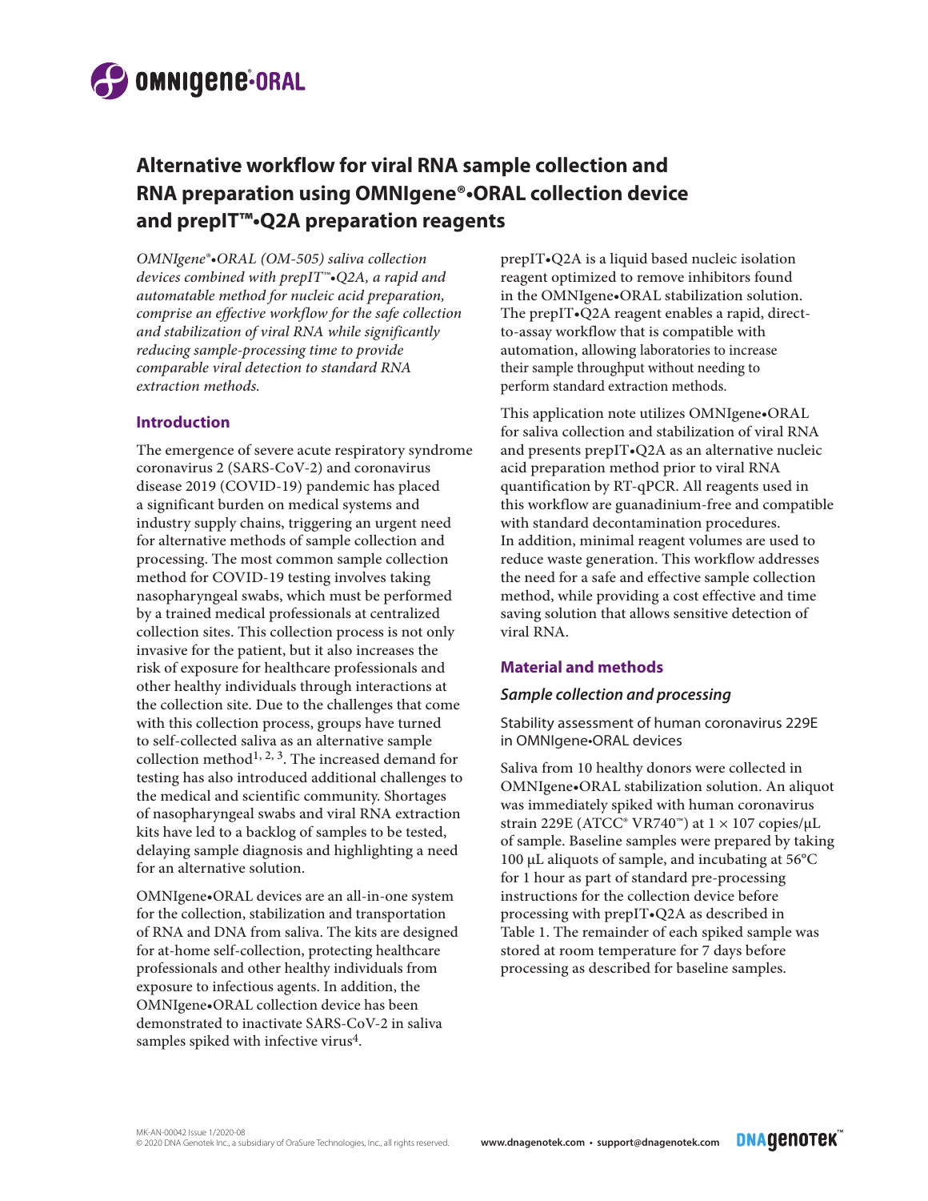# Alternative workflow for viral RNA sample collection and RNA preparation using OMNIgene®•ORAL collection device and prepIT™•Q2A preparation reagents

*OMNIgene®•ORAL (OM-505) saliva collection devices combined with prepIT™•Q2A, a rapid and automatable method for nucleic acid preparation, comprise an effective workflow for the safe collection and stabilization of viral RNA while significantly reducing sample-processing time to provide comparable viral detection to standard RNA extraction methods.*

## Introduction

The emergence of severe acute respiratory syndrome coronavirus 2 (SARS-CoV-2) and coronavirus disease 2019 (COVID-19) pandemic has placed a significant burden on medical systems and industry supply chains, triggering an urgent need for alternative methods of sample collection and processing. The most common sample collection method for COVID-19 testing involves taking nasopharyngeal swabs, which must be performed by a trained medical professionals at centralized collection sites. This collection process is not only invasive for the patient, but it also increases the risk of exposure for healthcare professionals and other healthy individuals through interactions at the collection site. Due to the challenges that come with this collection process, groups have turned to self-collected saliva as an alternative sample collection method[1, 2, 3]. The increased demand for testing has also introduced additional challenges to the medical and scientific community. Shortages of nasopharyngeal swabs and viral RNA extraction kits have led to a backlog of samples to be tested, delaying sample diagnosis and highlighting a need for an alternative solution.

OMNIgene•ORAL devices are an all-in-one system for the collection, stabilization and transportation of RNA and DNA from saliva. The kits are designed for at-home self-collection, protecting healthcare professionals and other healthy individuals from exposure to infectious agents. In addition, the OMNIgene•ORAL collection device has been demonstrated to inactivate SARS-CoV-2 in saliva samples spiked with infective virus[4].

prepIT•Q2A is a liquid based nucleic isolation reagent optimized to remove inhibitors found in the OMNIgene•ORAL stabilization solution. The prepIT•Q2A reagent enables a rapid, direct-to-assay workflow that is compatible with automation, allowing laboratories to increase their sample throughput without needing to perform standard extraction methods.

This application note utilizes OMNIgene•ORAL for saliva collection and stabilization of viral RNA and presents prepIT•Q2A as an alternative nucleic acid preparation method prior to viral RNA quantification by RT-qPCR. All reagents used in this workflow are guanadinium-free and compatible with standard decontamination procedures. In addition, minimal reagent volumes are used to reduce waste generation. This workflow addresses the need for a safe and effective sample collection method, while providing a cost effective and time saving solution that allows sensitive detection of viral RNA.

## Material and methods

### *Sample collection and processing*

Stability assessment of human coronavirus 229E in OMNIgene•ORAL devices

Saliva from 10 healthy donors were collected in OMNIgene•ORAL stabilization solution. An aliquot was immediately spiked with human coronavirus strain 229E (ATCC® VR740™) at $1 \times 107$ copies/µL of sample. Baseline samples were prepared by taking 100 µL aliquots of sample, and incubating at 56°C for 1 hour as part of standard pre-processing instructions for the collection device before processing with prepIT•Q2A as described in Table 1. The remainder of each spiked sample was stored at room temperature for 7 days before processing as described for baseline samples.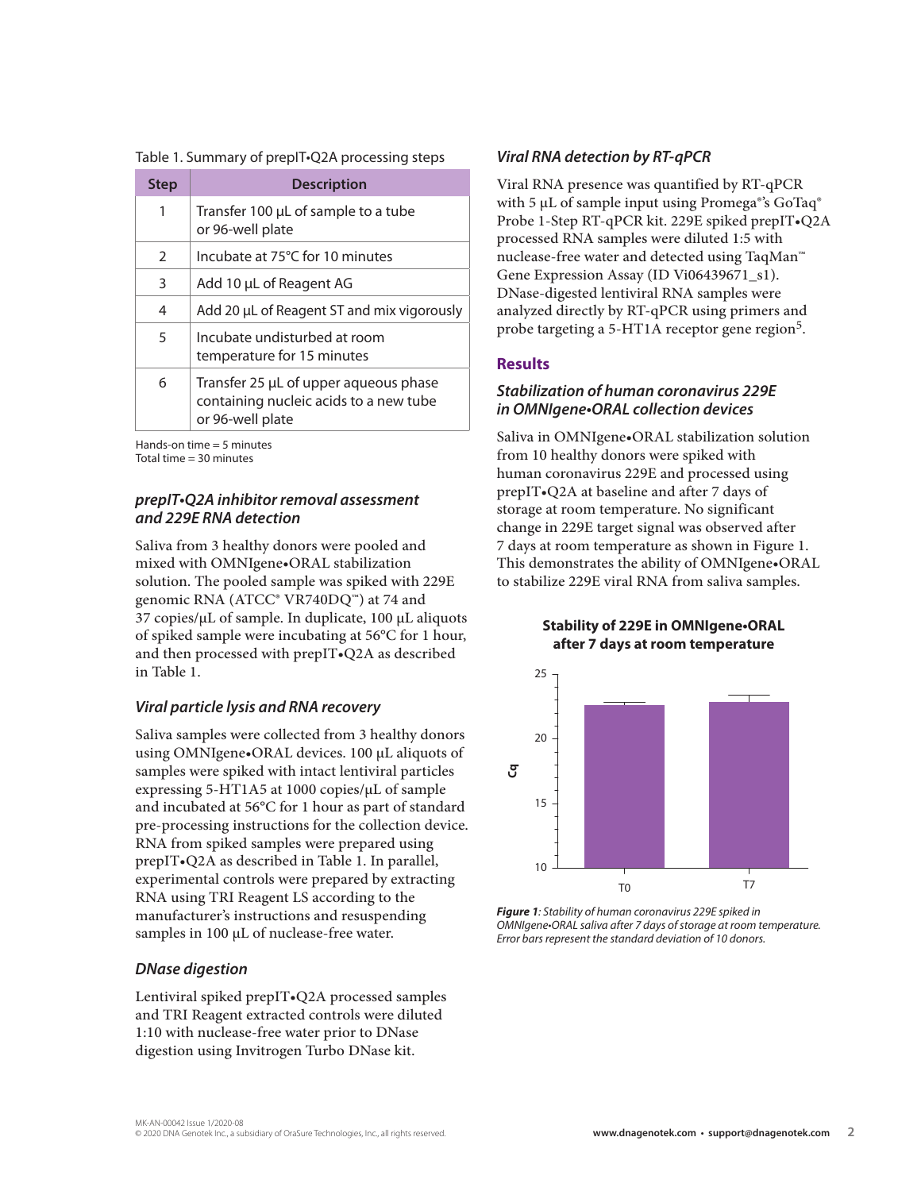Table 1. Summary of prepIT•Q2A processing steps

| Step | Description |
|---|---|
| 1 | Transfer 100 µL of sample to a tube or 96-well plate |
| 2 | Incubate at 75°C for 10 minutes |
| 3 | Add 10 µL of Reagent AG |
| 4 | Add 20 µL of Reagent ST and mix vigorously |
| 5 | Incubate undisturbed at room temperature for 15 minutes |
| 6 | Transfer 25 µL of upper aqueous phase containing nucleic acids to a new tube or 96-well plate |

Hands-on time = 5 minutes
Total time = 30 minutes

### *prepIT•Q2A inhibitor removal assessment and 229E RNA detection*

Saliva from 3 healthy donors were pooled and mixed with OMNIgene•ORAL stabilization solution. The pooled sample was spiked with 229E genomic RNA (ATCC® VR740DQ™) at 74 and 37 copies/µL of sample. In duplicate, 100 µL aliquots of spiked sample were incubating at 56°C for 1 hour, and then processed with prepIT•Q2A as described in Table 1.

### *Viral particle lysis and RNA recovery*

Saliva samples were collected from 3 healthy donors using OMNIgene•ORAL devices. 100 µL aliquots of samples were spiked with intact lentiviral particles expressing 5-HT1A5 at 1000 copies/µL of sample and incubated at 56°C for 1 hour as part of standard pre-processing instructions for the collection device. RNA from spiked samples were prepared using prepIT•Q2A as described in Table 1. In parallel, experimental controls were prepared by extracting RNA using TRI Reagent LS according to the manufacturer's instructions and resuspending samples in 100 µL of nuclease-free water.

### *DNase digestion*

Lentiviral spiked prepIT•Q2A processed samples and TRI Reagent extracted controls were diluted 1:10 with nuclease-free water prior to DNase digestion using Invitrogen Turbo DNase kit.

### *Viral RNA detection by RT-qPCR*

Viral RNA presence was quantified by RT-qPCR with 5 µL of sample input using Promega®'s GoTaq® Probe 1-Step RT-qPCR kit. 229E spiked prepIT•Q2A processed RNA samples were diluted 1:5 with nuclease-free water and detected using TaqMan™ Gene Expression Assay (ID Vi06439671_s1). DNase-digested lentiviral RNA samples were analyzed directly by RT-qPCR using primers and probe targeting a 5-HT1A receptor gene region[5].

## Results

### *Stabilization of human coronavirus 229E in OMNIgene•ORAL collection devices*

Saliva in OMNIgene•ORAL stabilization solution from 10 healthy donors were spiked with human coronavirus 229E and processed using prepIT•Q2A at baseline and after 7 days of storage at room temperature. No significant change in 229E target signal was observed after 7 days at room temperature as shown in Figure 1. This demonstrates the ability of OMNIgene•ORAL to stabilize 229E viral RNA from saliva samples.

**Stability of 229E in OMNIgene•ORAL after 7 days at room temperature**

***Figure 1****: Stability of human coronavirus 229E spiked in OMNIgene•ORAL saliva after 7 days of storage at room temperature. Error bars represent the standard deviation of 10 donors.*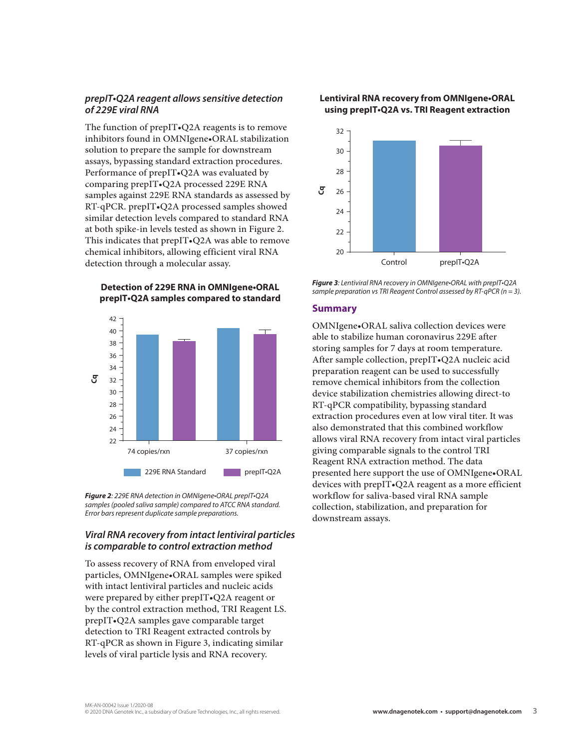### *prepIT•Q2A reagent allows sensitive detection of 229E viral RNA*

The function of prepIT•Q2A reagents is to remove inhibitors found in OMNIgene•ORAL stabilization solution to prepare the sample for downstream assays, bypassing standard extraction procedures. Performance of prepIT•Q2A was evaluated by comparing prepIT•Q2A processed 229E RNA samples against 229E RNA standards as assessed by RT-qPCR. prepIT•Q2A processed samples showed similar detection levels compared to standard RNA at both spike-in levels tested as shown in Figure 2. This indicates that prepIT•Q2A was able to remove chemical inhibitors, allowing efficient viral RNA detection through a molecular assay.

**Detection of 229E RNA in OMNIgene•ORAL prepIT•Q2A samples compared to standard**

***Figure 2****: 229E RNA detection in OMNIgene•ORAL prepIT•Q2A samples (pooled saliva sample) compared to ATCC RNA standard. Error bars represent duplicate sample preparations.*

### *Viral RNA recovery from intact lentiviral particles is comparable to control extraction method*

To assess recovery of RNA from enveloped viral particles, OMNIgene•ORAL samples were spiked with intact lentiviral particles and nucleic acids were prepared by either prepIT•Q2A reagent or by the control extraction method, TRI Reagent LS. prepIT•Q2A samples gave comparable target detection to TRI Reagent extracted controls by RT-qPCR as shown in Figure 3, indicating similar levels of viral particle lysis and RNA recovery.

**Lentiviral RNA recovery from OMNIgene•ORAL using prepIT•Q2A vs. TRI Reagent extraction**

***Figure 3****: Lentiviral RNA recovery in OMNIgene•ORAL with prepIT•Q2A sample preparation vs TRI Reagent Control assessed by RT-qPCR (n = 3).*

## Summary

OMNIgene•ORAL saliva collection devices were able to stabilize human coronavirus 229E after storing samples for 7 days at room temperature. After sample collection, prepIT•Q2A nucleic acid preparation reagent can be used to successfully remove chemical inhibitors from the collection device stabilization chemistries allowing direct-to RT-qPCR compatibility, bypassing standard extraction procedures even at low viral titer. It was also demonstrated that this combined workflow allows viral RNA recovery from intact viral particles giving comparable signals to the control TRI Reagent RNA extraction method. The data presented here support the use of OMNIgene•ORAL devices with prepIT•Q2A reagent as a more efficient workflow for saliva-based viral RNA sample collection, stabilization, and preparation for downstream assays.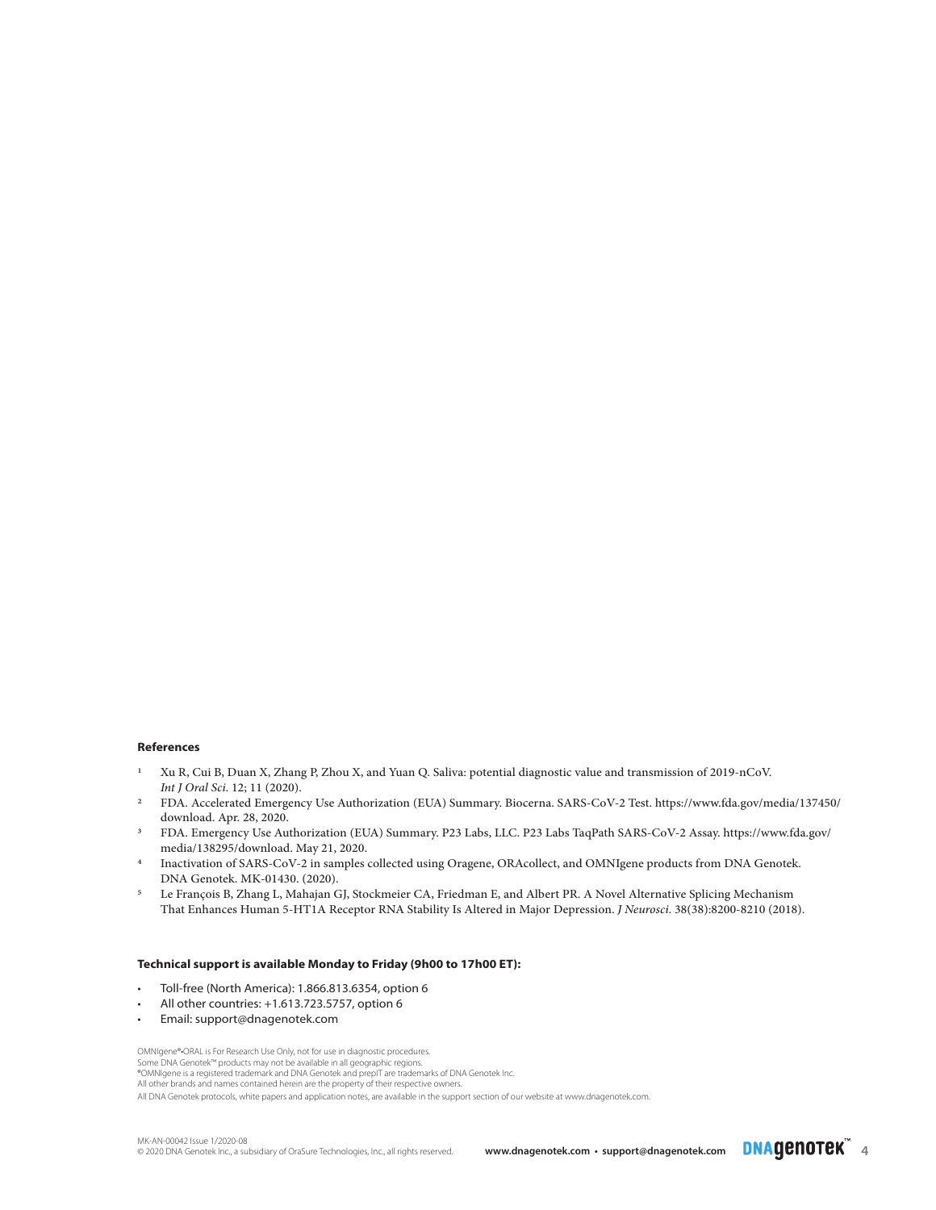**References**

[1] Xu R, Cui B, Duan X, Zhang P, Zhou X, and Yuan Q. Saliva: potential diagnostic value and transmission of 2019-nCoV. *Int J Oral Sci.* 12; 11 (2020).

[2] FDA. Accelerated Emergency Use Authorization (EUA) Summary. Biocerna. SARS-CoV-2 Test. https://www.fda.gov/media/137450/download. Apr. 28, 2020.

[3] FDA. Emergency Use Authorization (EUA) Summary. P23 Labs, LLC. P23 Labs TaqPath SARS-CoV-2 Assay. https://www.fda.gov/media/138295/download. May 21, 2020.

[4] Inactivation of SARS-CoV-2 in samples collected using Oragene, ORAcollect, and OMNIgene products from DNA Genotek. DNA Genotek. MK-01430. (2020).

[5] Le François B, Zhang L, Mahajan GJ, Stockmeier CA, Friedman E, and Albert PR. A Novel Alternative Splicing Mechanism That Enhances Human 5-HT1A Receptor RNA Stability Is Altered in Major Depression. *J Neurosci.* 38(38):8200-8210 (2018).

**Technical support is available Monday to Friday (9h00 to 17h00 ET):**

- Toll-free (North America): 1.866.813.6354, option 6
- All other countries: +1.613.723.5757, option 6
- Email: support@dnagenotek.com

OMNIgene®•ORAL is For Research Use Only, not for use in diagnostic procedures.
Some DNA Genotek™ products may not be available in all geographic regions.
®OMNIgene is a registered trademark and DNA Genotek and prepIT are trademarks of DNA Genotek Inc.
All other brands and names contained herein are the property of their respective owners.
All DNA Genotek protocols, white papers and application notes, are available in the support section of our website at www.dnagenotek.com.

MK-AN-00042 Issue 1/2020-08
© 2020 DNA Genotek Inc., a subsidiary of OraSure Technologies, Inc., all rights reserved.

**www.dnagenotek.com • support@dnagenotek.com**